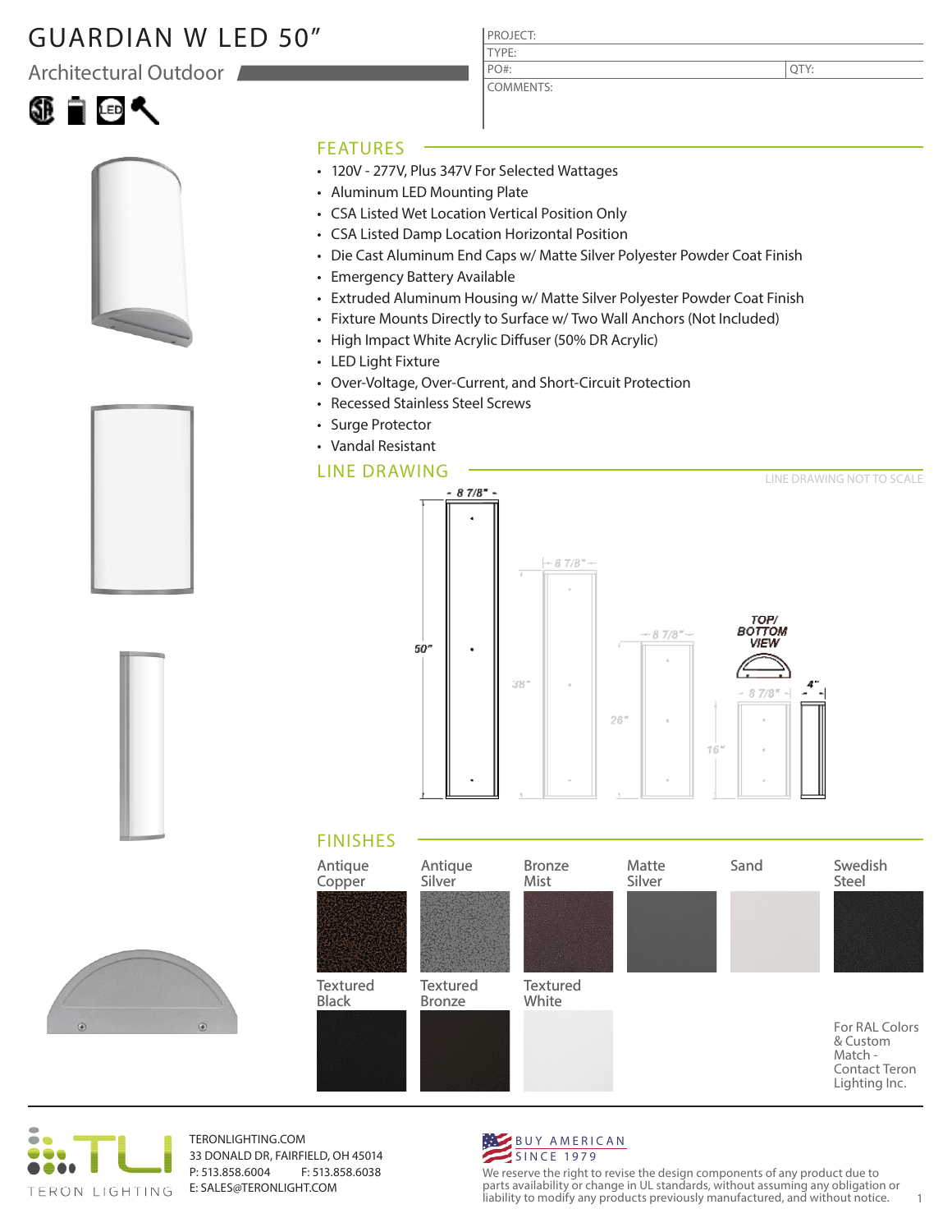# GUARDIAN W LED 50"

## Architectural Outdoor

| PROJECT: | |
|---|---|
| TYPE: | |
| PO#: | QTY: |
| COMMENTS: | |

## FEATURES

- 120V - 277V, Plus 347V For Selected Wattages
- Aluminum LED Mounting Plate
- CSA Listed Wet Location Vertical Position Only
- CSA Listed Damp Location Horizontal Position
- Die Cast Aluminum End Caps w/ Matte Silver Polyester Powder Coat Finish
- Emergency Battery Available
- Extruded Aluminum Housing w/ Matte Silver Polyester Powder Coat Finish
- Fixture Mounts Directly to Surface w/ Two Wall Anchors (Not Included)
- High Impact White Acrylic Diffuser (50% DR Acrylic)
- LED Light Fixture
- Over-Voltage, Over-Current, and Short-Circuit Protection
- Recessed Stainless Steel Screws
- Surge Protector
- Vandal Resistant

## LINE DRAWING

LINE DRAWING NOT TO SCALE

8 7/8" | 50" | 38" | 26" | 16" | TOP/ BOTTOM VIEW | 4"

## FINISHES

- Antique Copper
- Antique Silver
- Bronze Mist
- Matte Silver
- Sand
- Swedish Steel
- Textured Black
- Textured Bronze
- Textured White

For RAL Colors & Custom Match - Contact Teron Lighting Inc.

TERON LIGHTING

TERONLIGHTING.COM
33 DONALD DR, FAIRFIELD, OH 45014
P: 513.858.6004 F: 513.858.6038
E: SALES@TERONLIGHT.COM

BUY AMERICAN SINCE 1979

We reserve the right to revise the design components of any product due to parts availability or change in UL standards, without assuming any obligation or liability to modify any products previously manufactured, and without notice.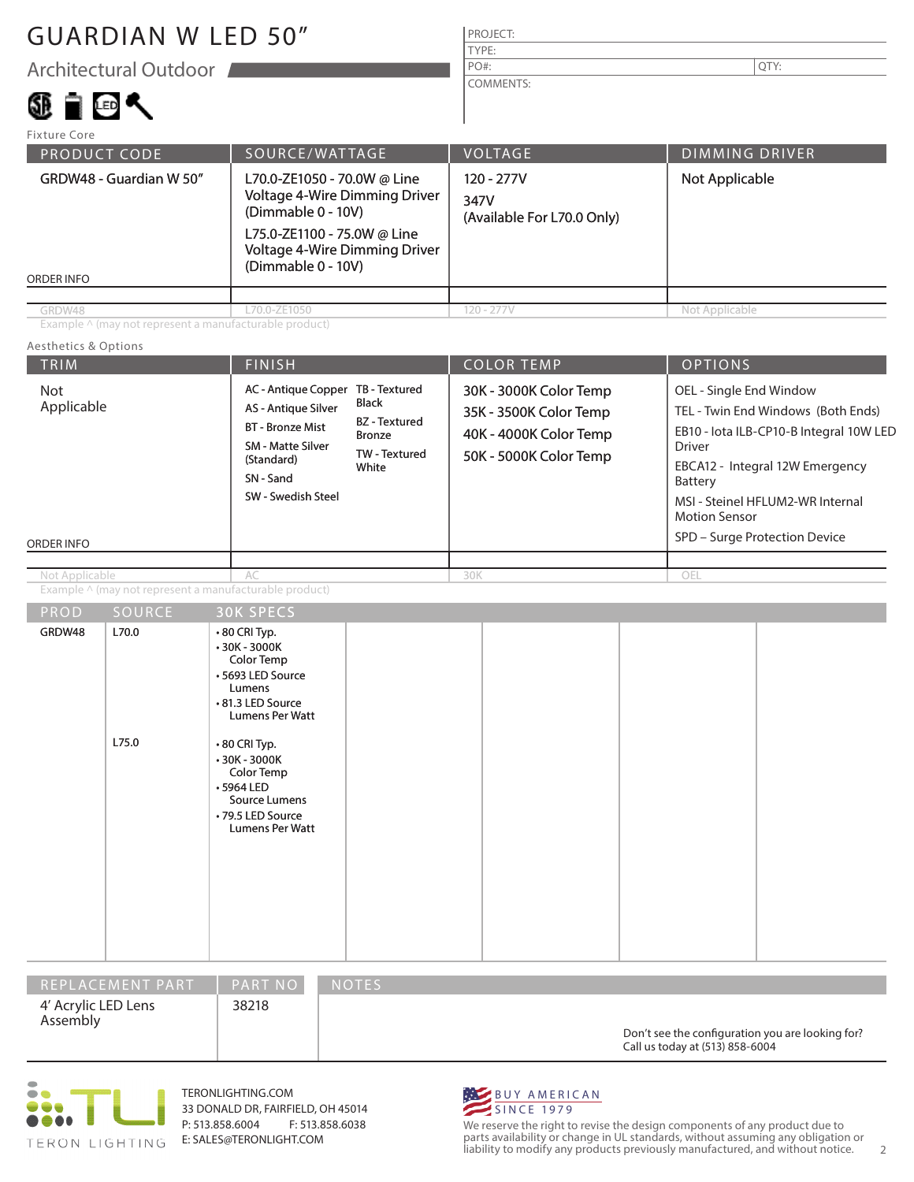# GUARDIAN W LED 50"

## Architectural Outdoor

| PROJECT: | |
|---|---|
| TYPE: | |
| PO#: | QTY: |
| COMMENTS: | |

Fixture Core

| PRODUCT CODE | SOURCE/WATTAGE | VOLTAGE | DIMMING DRIVER |
|---|---|---|---|
| GRDW48 - Guardian W 50" | L70.0-ZE1050 - 70.0W @ Line Voltage 4-Wire Dimming Driver (Dimmable 0 - 10V)<br>L75.0-ZE1100 - 75.0W @ Line Voltage 4-Wire Dimming Driver (Dimmable 0 - 10V) | 120 - 277V<br>347V<br>(Available For L70.0 Only) | Not Applicable |
| ORDER INFO | | | |
| GRDW48 | L70.0-ZE1050 | 120 - 277V | Not Applicable |

Example ^ (may not represent a manufacturable product)

Aesthetics & Options

| TRIM | FINISH | COLOR TEMP | OPTIONS |
|---|---|---|---|
| Not Applicable | AC - Antique Copper<br>AS - Antique Silver<br>BT - Bronze Mist<br>SM - Matte Silver (Standard)<br>SN - Sand<br>SW - Swedish Steel<br>TB - Textured Black<br>BZ - Textured Bronze<br>TW - Textured White | 30K - 3000K Color Temp<br>35K - 3500K Color Temp<br>40K - 4000K Color Temp<br>50K - 5000K Color Temp | OEL - Single End Window<br>TEL - Twin End Windows (Both Ends)<br>EB10 - Iota ILB-CP10-B Integral 10W LED Driver<br>EBCA12 - Integral 12W Emergency Battery<br>MSI - Steinel HFLUM2-WR Internal Motion Sensor<br>SPD – Surge Protection Device |
| ORDER INFO | | | |
| Not Applicable | AC | 30K | OEL |

Example ^ (may not represent a manufacturable product)

| PROD | SOURCE | 30K SPECS |
|---|---|---|
| GRDW48 | L70.0 | • 80 CRI Typ.<br>• 30K - 3000K Color Temp<br>• 5693 LED Source Lumens<br>• 81.3 LED Source Lumens Per Watt |
| | L75.0 | • 80 CRI Typ.<br>• 30K - 3000K Color Temp<br>• 5964 LED Source Lumens<br>• 79.5 LED Source Lumens Per Watt |

| REPLACEMENT PART | PART NO | NOTES |
|---|---|---|
| 4' Acrylic LED Lens Assembly | 38218 | |

Don't see the configuration you are looking for? Call us today at (513) 858-6004

TERON LIGHTING

TERONLIGHTING.COM
33 DONALD DR, FAIRFIELD, OH 45014
P: 513.858.6004 F: 513.858.6038
E: SALES@TERONLIGHT.COM

BUY AMERICAN SINCE 1979

We reserve the right to revise the design components of any product due to parts availability or change in UL standards, without assuming any obligation or liability to modify any products previously manufactured, and without notice.